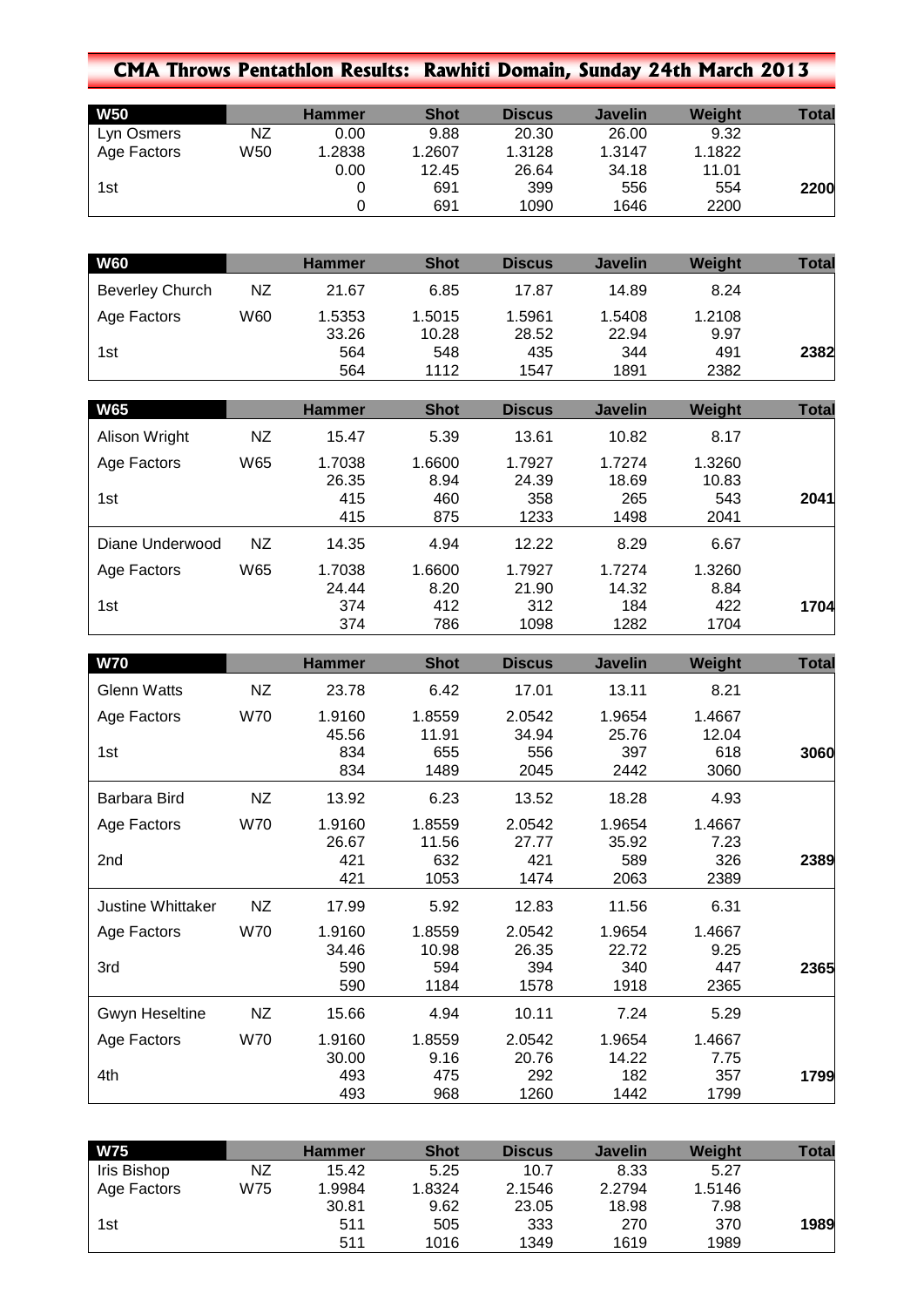# CMA Throws Pentathlon Results: Rawhiti Domain, Sunday 24th March 2013

| W50 | | Hammer | Shot | Discus | Javelin | Weight | Total |
|---|---|---|---|---|---|---|---|
| Lyn Osmers | NZ | 0.00 | 9.88 | 20.30 | 26.00 | 9.32 | |
| Age Factors | W50 | 1.2838 | 1.2607 | 1.3128 | 1.3147 | 1.1822 | |
| | | 0.00 | 12.45 | 26.64 | 34.18 | 11.01 | |
| 1st | | 0 | 691 | 399 | 556 | 554 | **2200** |
| | | 0 | 691 | 1090 | 1646 | 2200 | |

| W60 | | Hammer | Shot | Discus | Javelin | Weight | Total |
|---|---|---|---|---|---|---|---|
| Beverley Church | NZ | 21.67 | 6.85 | 17.87 | 14.89 | 8.24 | |
| Age Factors | W60 | 1.5353 | 1.5015 | 1.5961 | 1.5408 | 1.2108 | |
| | | 33.26 | 10.28 | 28.52 | 22.94 | 9.97 | |
| 1st | | 564 | 548 | 435 | 344 | 491 | **2382** |
| | | 564 | 1112 | 1547 | 1891 | 2382 | |

| W65 | | Hammer | Shot | Discus | Javelin | Weight | Total |
|---|---|---|---|---|---|---|---|
| Alison Wright | NZ | 15.47 | 5.39 | 13.61 | 10.82 | 8.17 | |
| Age Factors | W65 | 1.7038 | 1.6600 | 1.7927 | 1.7274 | 1.3260 | |
| | | 26.35 | 8.94 | 24.39 | 18.69 | 10.83 | |
| 1st | | 415 | 460 | 358 | 265 | 543 | **2041** |
| | | 415 | 875 | 1233 | 1498 | 2041 | |
| Diane Underwood | NZ | 14.35 | 4.94 | 12.22 | 8.29 | 6.67 | |
| Age Factors | W65 | 1.7038 | 1.6600 | 1.7927 | 1.7274 | 1.3260 | |
| | | 24.44 | 8.20 | 21.90 | 14.32 | 8.84 | |
| 1st | | 374 | 412 | 312 | 184 | 422 | **1704** |
| | | 374 | 786 | 1098 | 1282 | 1704 | |

| W70 | | Hammer | Shot | Discus | Javelin | Weight | Total |
|---|---|---|---|---|---|---|---|
| Glenn Watts | NZ | 23.78 | 6.42 | 17.01 | 13.11 | 8.21 | |
| Age Factors | W70 | 1.9160 | 1.8559 | 2.0542 | 1.9654 | 1.4667 | |
| | | 45.56 | 11.91 | 34.94 | 25.76 | 12.04 | |
| 1st | | 834 | 655 | 556 | 397 | 618 | **3060** |
| | | 834 | 1489 | 2045 | 2442 | 3060 | |
| Barbara Bird | NZ | 13.92 | 6.23 | 13.52 | 18.28 | 4.93 | |
| Age Factors | W70 | 1.9160 | 1.8559 | 2.0542 | 1.9654 | 1.4667 | |
| | | 26.67 | 11.56 | 27.77 | 35.92 | 7.23 | |
| 2nd | | 421 | 632 | 421 | 589 | 326 | **2389** |
| | | 421 | 1053 | 1474 | 2063 | 2389 | |
| Justine Whittaker | NZ | 17.99 | 5.92 | 12.83 | 11.56 | 6.31 | |
| Age Factors | W70 | 1.9160 | 1.8559 | 2.0542 | 1.9654 | 1.4667 | |
| | | 34.46 | 10.98 | 26.35 | 22.72 | 9.25 | |
| 3rd | | 590 | 594 | 394 | 340 | 447 | **2365** |
| | | 590 | 1184 | 1578 | 1918 | 2365 | |
| Gwyn Heseltine | NZ | 15.66 | 4.94 | 10.11 | 7.24 | 5.29 | |
| Age Factors | W70 | 1.9160 | 1.8559 | 2.0542 | 1.9654 | 1.4667 | |
| | | 30.00 | 9.16 | 20.76 | 14.22 | 7.75 | |
| 4th | | 493 | 475 | 292 | 182 | 357 | **1799** |
| | | 493 | 968 | 1260 | 1442 | 1799 | |

| W75 | | Hammer | Shot | Discus | Javelin | Weight | Total |
|---|---|---|---|---|---|---|---|
| Iris Bishop | NZ | 15.42 | 5.25 | 10.7 | 8.33 | 5.27 | |
| Age Factors | W75 | 1.9984 | 1.8324 | 2.1546 | 2.2794 | 1.5146 | |
| | | 30.81 | 9.62 | 23.05 | 18.98 | 7.98 | |
| 1st | | 511 | 505 | 333 | 270 | 370 | **1989** |
| | | 511 | 1016 | 1349 | 1619 | 1989 | |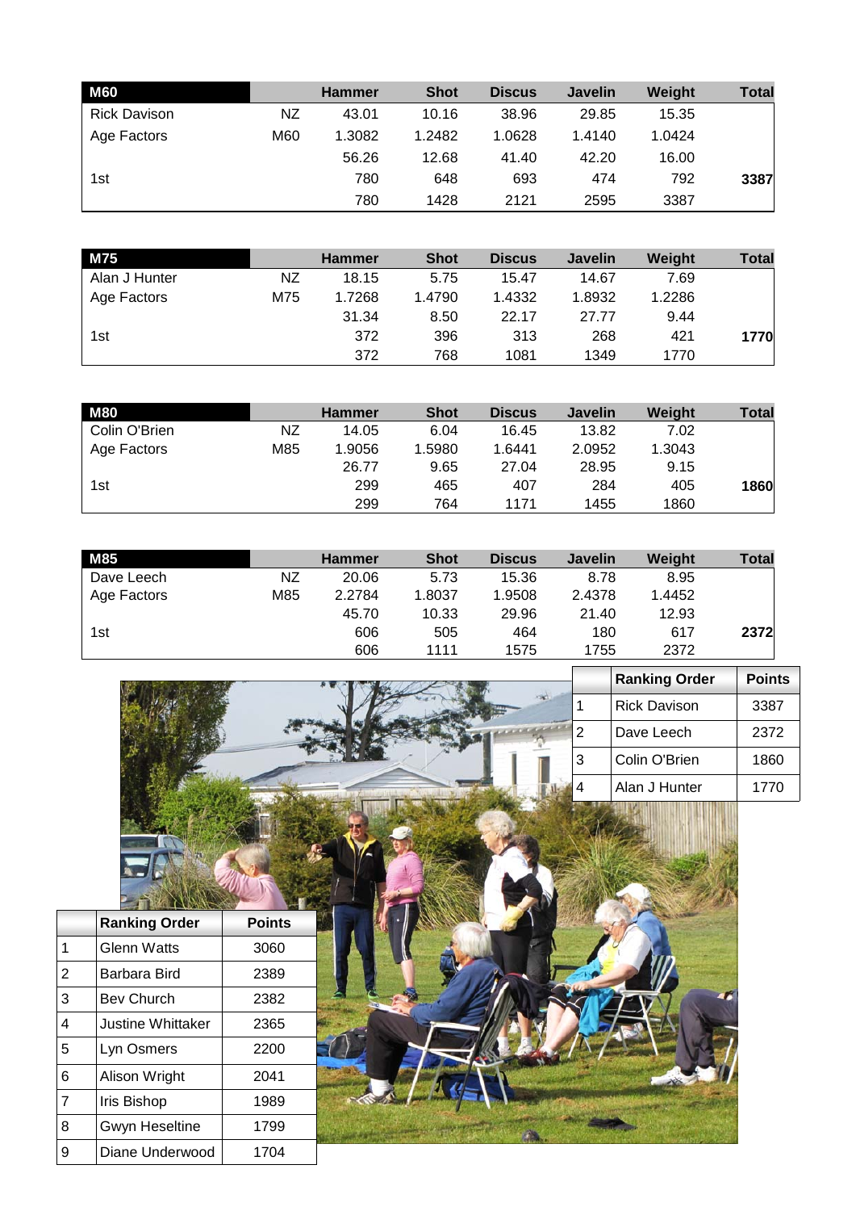| M60 | | Hammer | Shot | Discus | Javelin | Weight | Total |
|---|---|---|---|---|---|---|---|
| Rick Davison | NZ | 43.01 | 10.16 | 38.96 | 29.85 | 15.35 | |
| Age Factors | M60 | 1.3082 | 1.2482 | 1.0628 | 1.4140 | 1.0424 | |
| | | 56.26 | 12.68 | 41.40 | 42.20 | 16.00 | |
| 1st | | 780 | 648 | 693 | 474 | 792 | **3387** |
| | | 780 | 1428 | 2121 | 2595 | 3387 | |

| M75 | | Hammer | Shot | Discus | Javelin | Weight | Total |
|---|---|---|---|---|---|---|---|
| Alan J Hunter | NZ | 18.15 | 5.75 | 15.47 | 14.67 | 7.69 | |
| Age Factors | M75 | 1.7268 | 1.4790 | 1.4332 | 1.8932 | 1.2286 | |
| | | 31.34 | 8.50 | 22.17 | 27.77 | 9.44 | |
| 1st | | 372 | 396 | 313 | 268 | 421 | **1770** |
| | | 372 | 768 | 1081 | 1349 | 1770 | |

| M80 | | Hammer | Shot | Discus | Javelin | Weight | Total |
|---|---|---|---|---|---|---|---|
| Colin O'Brien | NZ | 14.05 | 6.04 | 16.45 | 13.82 | 7.02 | |
| Age Factors | M85 | 1.9056 | 1.5980 | 1.6441 | 2.0952 | 1.3043 | |
| | | 26.77 | 9.65 | 27.04 | 28.95 | 9.15 | |
| 1st | | 299 | 465 | 407 | 284 | 405 | **1860** |
| | | 299 | 764 | 1171 | 1455 | 1860 | |

| M85 | | Hammer | Shot | Discus | Javelin | Weight | Total |
|---|---|---|---|---|---|---|---|
| Dave Leech | NZ | 20.06 | 5.73 | 15.36 | 8.78 | 8.95 | |
| Age Factors | M85 | 2.2784 | 1.8037 | 1.9508 | 2.4378 | 1.4452 | |
| | | 45.70 | 10.33 | 29.96 | 21.40 | 12.93 | |
| 1st | | 606 | 505 | 464 | 180 | 617 | **2372** |
| | | 606 | 1111 | 1575 | 1755 | 2372 | |

| | Ranking Order | Points |
|---|---|---|
| 1 | Rick Davison | 3387 |
| 2 | Dave Leech | 2372 |
| 3 | Colin O'Brien | 1860 |
| 4 | Alan J Hunter | 1770 |

| | Ranking Order | Points |
|---|---|---|
| 1 | Glenn Watts | 3060 |
| 2 | Barbara Bird | 2389 |
| 3 | Bev Church | 2382 |
| 4 | Justine Whittaker | 2365 |
| 5 | Lyn Osmers | 2200 |
| 6 | Alison Wright | 2041 |
| 7 | Iris Bishop | 1989 |
| 8 | Gwyn Heseltine | 1799 |
| 9 | Diane Underwood | 1704 |